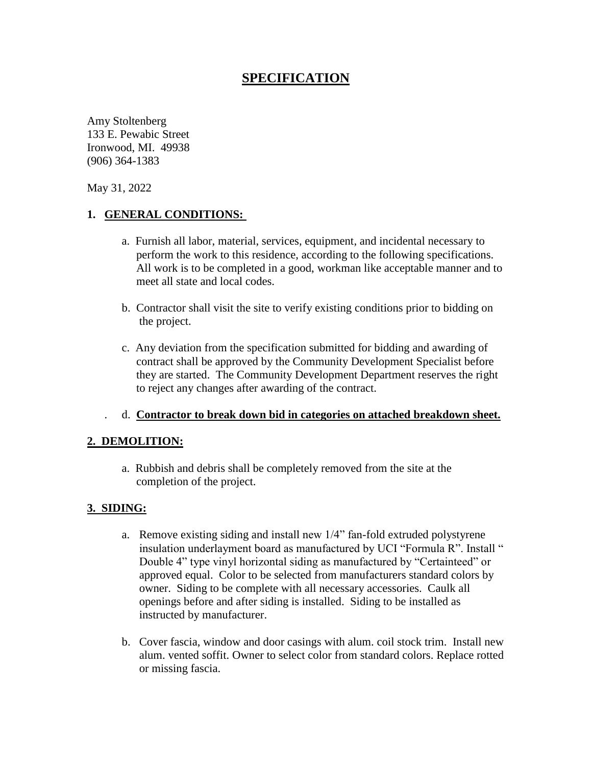# SPECIFICATION

Amy Stoltenberg
133 E. Pewabic Street
Ironwood, MI. 49938
(906) 364-1383

May 31, 2022

## 1. GENERAL CONDITIONS:

a. Furnish all labor, material, services, equipment, and incidental necessary to perform the work to this residence, according to the following specifications. All work is to be completed in a good, workman like acceptable manner and to meet all state and local codes.

b. Contractor shall visit the site to verify existing conditions prior to bidding on the project.

c. Any deviation from the specification submitted for bidding and awarding of contract shall be approved by the Community Development Specialist before they are started. The Community Development Department reserves the right to reject any changes after awarding of the contract.

d. **Contractor to break down bid in categories on attached breakdown sheet.**

## 2. DEMOLITION:

a. Rubbish and debris shall be completely removed from the site at the completion of the project.

## 3. SIDING:

a. Remove existing siding and install new 1/4" fan-fold extruded polystyrene insulation underlayment board as manufactured by UCI "Formula R". Install " Double 4" type vinyl horizontal siding as manufactured by "Certainteed" or approved equal. Color to be selected from manufacturers standard colors by owner. Siding to be complete with all necessary accessories. Caulk all openings before and after siding is installed. Siding to be installed as instructed by manufacturer.

b. Cover fascia, window and door casings with alum. coil stock trim. Install new alum. vented soffit. Owner to select color from standard colors. Replace rotted or missing fascia.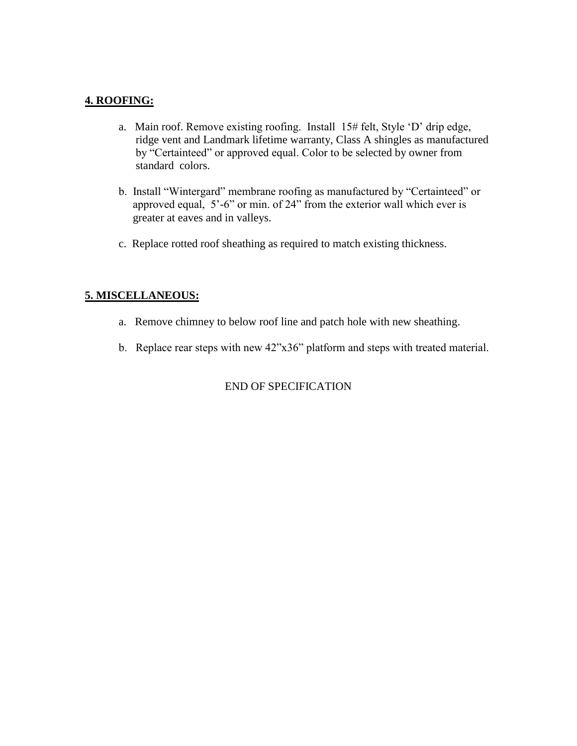**4. ROOFING:**

a. Main roof. Remove existing roofing. Install 15# felt, Style 'D' drip edge, ridge vent and Landmark lifetime warranty, Class A shingles as manufactured by "Certainteed" or approved equal. Color to be selected by owner from standard colors.

b. Install "Wintergard" membrane roofing as manufactured by "Certainteed" or approved equal, 5'-6" or min. of 24" from the exterior wall which ever is greater at eaves and in valleys.

c. Replace rotted roof sheathing as required to match existing thickness.

**5. MISCELLANEOUS:**

a. Remove chimney to below roof line and patch hole with new sheathing.

b. Replace rear steps with new 42"x36" platform and steps with treated material.

END OF SPECIFICATION